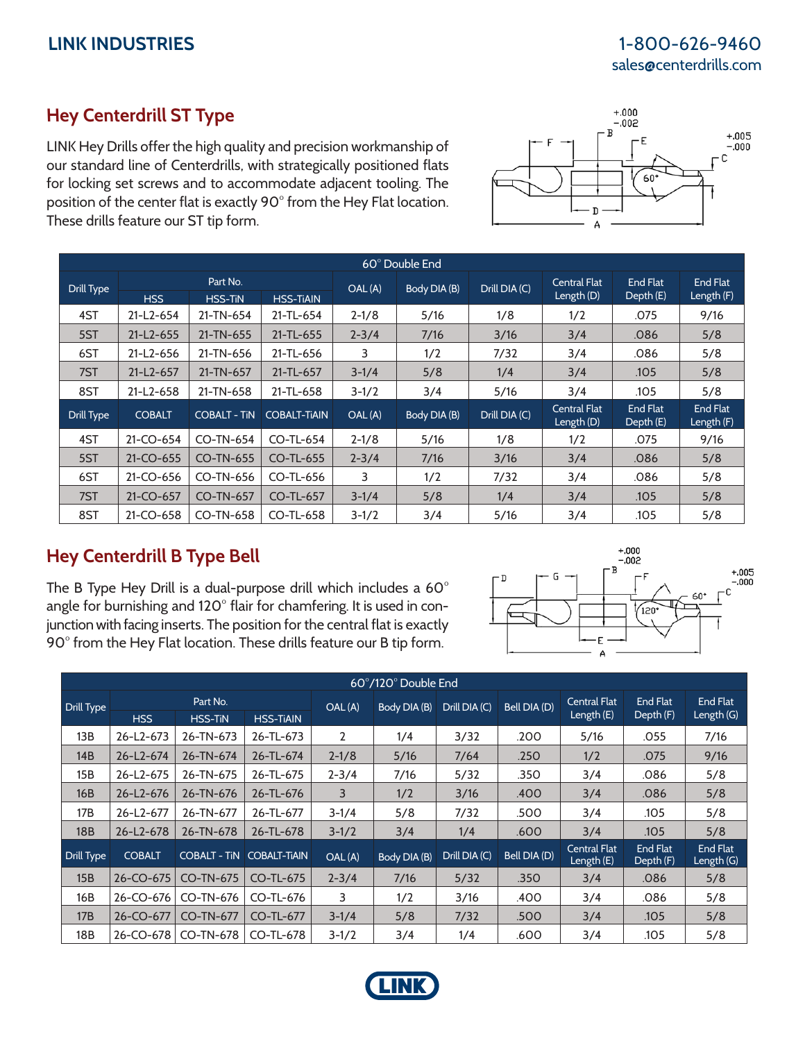LINK INDUSTRIES

1-800-626-9460
sales@centerdrills.com

## Hey Centerdrill ST Type

LINK Hey Drills offer the high quality and precision workmanship of our standard line of Centerdrills, with strategically positioned flats for locking set screws and to accommodate adjacent tooling. The position of the center flat is exactly 90° from the Hey Flat location. These drills feature our ST tip form.

| 60° Double End | | | | | | | | | |
|---|---|---|---|---|---|---|---|---|---|
| Drill Type | Part No. | | | OAL (A) | Body DIA (B) | Drill DIA (C) | Central Flat Length (D) | End Flat Depth (E) | End Flat Length (F) |
| | HSS | HSS-TiN | HSS-TiAlN | | | | | | |
| 4ST | 21-L2-654 | 21-TN-654 | 21-TL-654 | 2-1/8 | 5/16 | 1/8 | 1/2 | .075 | 9/16 |
| 5ST | 21-L2-655 | 21-TN-655 | 21-TL-655 | 2-3/4 | 7/16 | 3/16 | 3/4 | .086 | 5/8 |
| 6ST | 21-L2-656 | 21-TN-656 | 21-TL-656 | 3 | 1/2 | 7/32 | 3/4 | .086 | 5/8 |
| 7ST | 21-L2-657 | 21-TN-657 | 21-TL-657 | 3-1/4 | 5/8 | 1/4 | 3/4 | .105 | 5/8 |
| 8ST | 21-L2-658 | 21-TN-658 | 21-TL-658 | 3-1/2 | 3/4 | 5/16 | 3/4 | .105 | 5/8 |
| Drill Type | COBALT | COBALT - TiN | COBALT-TiAlN | OAL (A) | Body DIA (B) | Drill DIA (C) | Central Flat Length (D) | End Flat Depth (E) | End Flat Length (F) |
| 4ST | 21-CO-654 | CO-TN-654 | CO-TL-654 | 2-1/8 | 5/16 | 1/8 | 1/2 | .075 | 9/16 |
| 5ST | 21-CO-655 | CO-TN-655 | CO-TL-655 | 2-3/4 | 7/16 | 3/16 | 3/4 | .086 | 5/8 |
| 6ST | 21-CO-656 | CO-TN-656 | CO-TL-656 | 3 | 1/2 | 7/32 | 3/4 | .086 | 5/8 |
| 7ST | 21-CO-657 | CO-TN-657 | CO-TL-657 | 3-1/4 | 5/8 | 1/4 | 3/4 | .105 | 5/8 |
| 8ST | 21-CO-658 | CO-TN-658 | CO-TL-658 | 3-1/2 | 3/4 | 5/16 | 3/4 | .105 | 5/8 |

## Hey Centerdrill B Type Bell

The B Type Hey Drill is a dual-purpose drill which includes a 60° angle for burnishing and 120° flair for chamfering. It is used in conjunction with facing inserts. The position for the central flat is exactly 90° from the Hey Flat location. These drills feature our B tip form.

| 60°/120° Double End | | | | | | | | | | |
|---|---|---|---|---|---|---|---|---|---|---|
| Drill Type | Part No. | | | OAL (A) | Body DIA (B) | Drill DIA (C) | Bell DIA (D) | Central Flat Length (E) | End Flat Depth (F) | End Flat Length (G) |
| | HSS | HSS-TiN | HSS-TiAlN | | | | | | | |
| 13B | 26-L2-673 | 26-TN-673 | 26-TL-673 | 2 | 1/4 | 3/32 | .200 | 5/16 | .055 | 7/16 |
| 14B | 26-L2-674 | 26-TN-674 | 26-TL-674 | 2-1/8 | 5/16 | 7/64 | .250 | 1/2 | .075 | 9/16 |
| 15B | 26-L2-675 | 26-TN-675 | 26-TL-675 | 2-3/4 | 7/16 | 5/32 | .350 | 3/4 | .086 | 5/8 |
| 16B | 26-L2-676 | 26-TN-676 | 26-TL-676 | 3 | 1/2 | 3/16 | .400 | 3/4 | .086 | 5/8 |
| 17B | 26-L2-677 | 26-TN-677 | 26-TL-677 | 3-1/4 | 5/8 | 7/32 | .500 | 3/4 | .105 | 5/8 |
| 18B | 26-L2-678 | 26-TN-678 | 26-TL-678 | 3-1/2 | 3/4 | 1/4 | .600 | 3/4 | .105 | 5/8 |
| Drill Type | COBALT | COBALT - TiN | COBALT-TiAlN | OAL (A) | Body DIA (B) | Drill DIA (C) | Bell DIA (D) | Central Flat Length (E) | End Flat Depth (F) | End Flat Length (G) |
| 15B | 26-CO-675 | CO-TN-675 | CO-TL-675 | 2-3/4 | 7/16 | 5/32 | .350 | 3/4 | .086 | 5/8 |
| 16B | 26-CO-676 | CO-TN-676 | CO-TL-676 | 3 | 1/2 | 3/16 | .400 | 3/4 | .086 | 5/8 |
| 17B | 26-CO-677 | CO-TN-677 | CO-TL-677 | 3-1/4 | 5/8 | 7/32 | .500 | 3/4 | .105 | 5/8 |
| 18B | 26-CO-678 | CO-TN-678 | CO-TL-678 | 3-1/2 | 3/4 | 1/4 | .600 | 3/4 | .105 | 5/8 |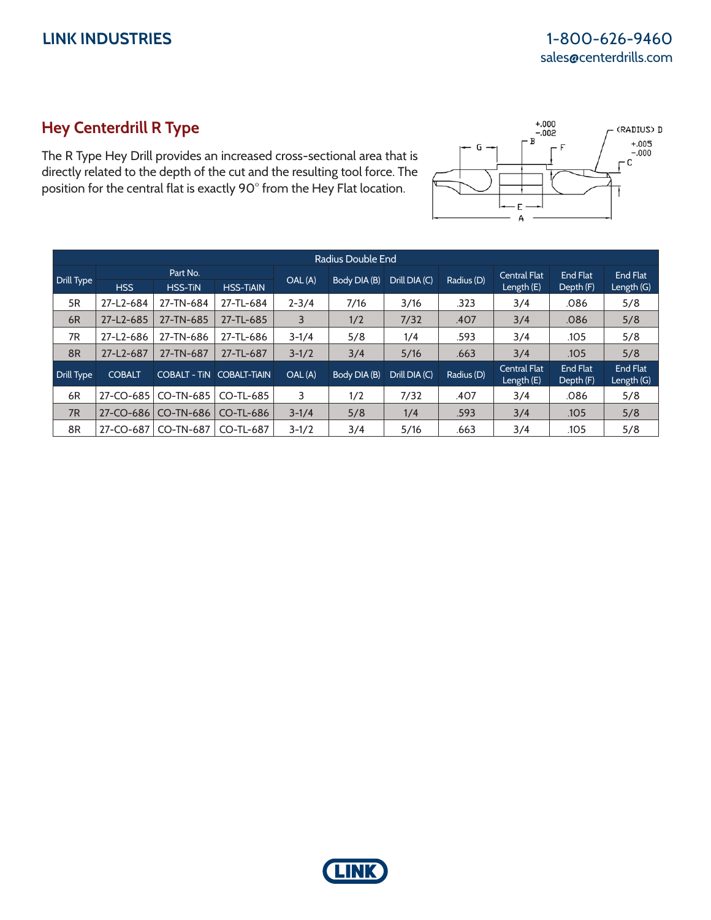## Hey Centerdrill R Type

The R Type Hey Drill provides an increased cross-sectional area that is directly related to the depth of the cut and the resulting tool force. The position for the central flat is exactly 90° from the Hey Flat location.

+.000
−.002
B
G
F
(RADIUS) D
+.005
−.000
C
E
A

| Radius Double End | | | | | | | | | | |
|---|---|---|---|---|---|---|---|---|---|---|
| Drill Type | Part No. | | | OAL (A) | Body DIA (B) | Drill DIA (C) | Radius (D) | Central Flat Length (E) | End Flat Depth (F) | End Flat Length (G) |
| | HSS | HSS-TiN | HSS-TiAIN | | | | | | | |
| 5R | 27-L2-684 | 27-TN-684 | 27-TL-684 | 2-3/4 | 7/16 | 3/16 | .323 | 3/4 | .086 | 5/8 |
| 6R | 27-L2-685 | 27-TN-685 | 27-TL-685 | 3 | 1/2 | 7/32 | .407 | 3/4 | .086 | 5/8 |
| 7R | 27-L2-686 | 27-TN-686 | 27-TL-686 | 3-1/4 | 5/8 | 1/4 | .593 | 3/4 | .105 | 5/8 |
| 8R | 27-L2-687 | 27-TN-687 | 27-TL-687 | 3-1/2 | 3/4 | 5/16 | .663 | 3/4 | .105 | 5/8 |
| Drill Type | COBALT | COBALT - TiN | COBALT-TiAIN | OAL (A) | Body DIA (B) | Drill DIA (C) | Radius (D) | Central Flat Length (E) | End Flat Depth (F) | End Flat Length (G) |
| 6R | 27-CO-685 | CO-TN-685 | CO-TL-685 | 3 | 1/2 | 7/32 | .407 | 3/4 | .086 | 5/8 |
| 7R | 27-CO-686 | CO-TN-686 | CO-TL-686 | 3-1/4 | 5/8 | 1/4 | .593 | 3/4 | .105 | 5/8 |
| 8R | 27-CO-687 | CO-TN-687 | CO-TL-687 | 3-1/2 | 3/4 | 5/16 | .663 | 3/4 | .105 | 5/8 |